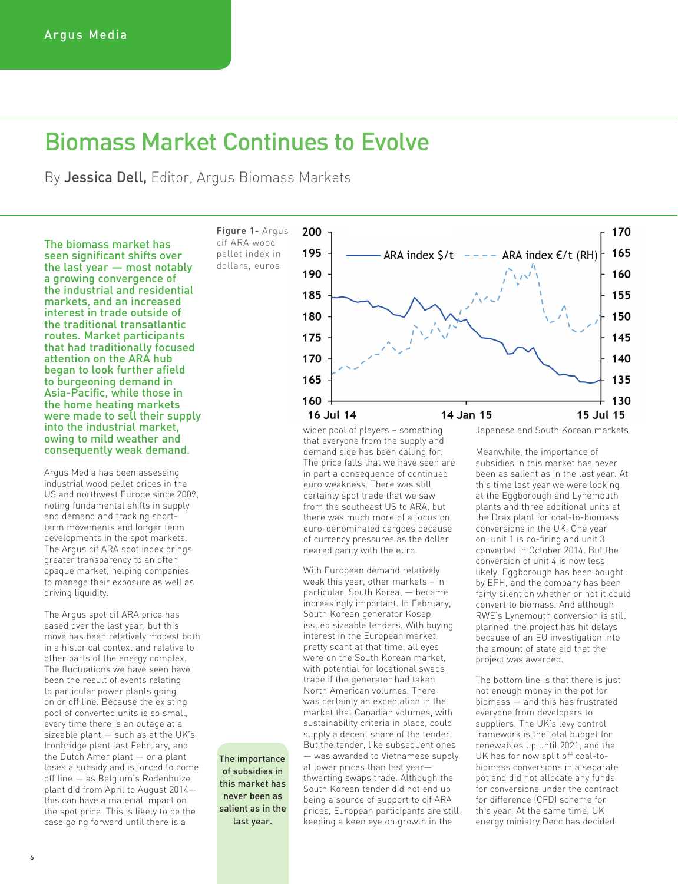# Biomass Market Continues to Evolve

By **Jessica Dell,** Editor, Argus Biomass Markets

**The biomass market has seen significant shifts over the last year — most notably a growing convergence of the industrial and residential markets, and an increased interest in trade outside of the traditional transatlantic routes. Market participants that had traditionally focused attention on the ARA hub began to look further afield to burgeoning demand in Asia-Pacific, while those in the home heating markets were made to sell their supply into the industrial market, owing to mild weather and consequently weak demand.**

Argus Media has been assessing industrial wood pellet prices in the US and northwest Europe since 2009, noting fundamental shifts in supply and demand and tracking short-term movements and longer term developments in the spot markets. The Argus cif ARA spot index brings greater transparency to an often opaque market, helping companies to manage their exposure as well as driving liquidity.

The Argus spot cif ARA price has eased over the last year, but this move has been relatively modest both in a historical context and relative to other parts of the energy complex. The fluctuations we have seen have been the result of events relating to particular power plants going on or off line. Because the existing pool of converted units is so small, every time there is an outage at a sizeable plant — such as at the UK's Ironbridge plant last February, and the Dutch Amer plant — or a plant loses a subsidy and is forced to come off line — as Belgium's Rodenhuize plant did from April to August 2014— this can have a material impact on the spot price. This is likely to be the case going forward until there is a wider pool of players – something that everyone from the supply and demand side has been calling for. The price falls that we have seen are in part a consequence of continued euro weakness. There was still certainly spot trade that we saw from the southeast US to ARA, but there was much more of a focus on euro-denominated cargoes because of currency pressures as the dollar neared parity with the euro.

Figure 1- Argus cif ARA wood pellet index in dollars, euros

With European demand relatively weak this year, other markets – in particular, South Korea, — became increasingly important. In February, South Korean generator Kosep issued sizeable tenders. With buying interest in the European market pretty scant at that time, all eyes were on the South Korean market, with potential for locational swaps trade if the generator had taken North American volumes. There was certainly an expectation in the market that Canadian volumes, with sustainability criteria in place, could supply a decent share of the tender. But the tender, like subsequent ones — was awarded to Vietnamese supply at lower prices than last year— thwarting swaps trade. Although the South Korean tender did not end up being a source of support to cif ARA prices, European participants are still keeping a keen eye on growth in the Japanese and South Korean markets.

> The importance of subsidies in this market has never been as salient as in the last year.

Meanwhile, the importance of subsidies in this market has never been as salient as in the last year. At this time last year we were looking at the Eggborough and Lynemouth plants and three additional units at the Drax plant for coal-to-biomass conversions in the UK. One year on, unit 1 is co-firing and unit 3 converted in October 2014. But the conversion of unit 4 is now less likely. Eggborough has been bought by EPH, and the company has been fairly silent on whether or not it could convert to biomass. And although RWE's Lynemouth conversion is still planned, the project has hit delays because of an EU investigation into the amount of state aid that the project was awarded.

The bottom line is that there is just not enough money in the pot for biomass — and this has frustrated everyone from developers to suppliers. The UK's levy control framework is the total budget for renewables up until 2021, and the UK has for now split off coal-to-biomass conversions in a separate pot and did not allocate any funds for conversions under the contract for difference (CFD) scheme for this year. At the same time, UK energy ministry Decc has decided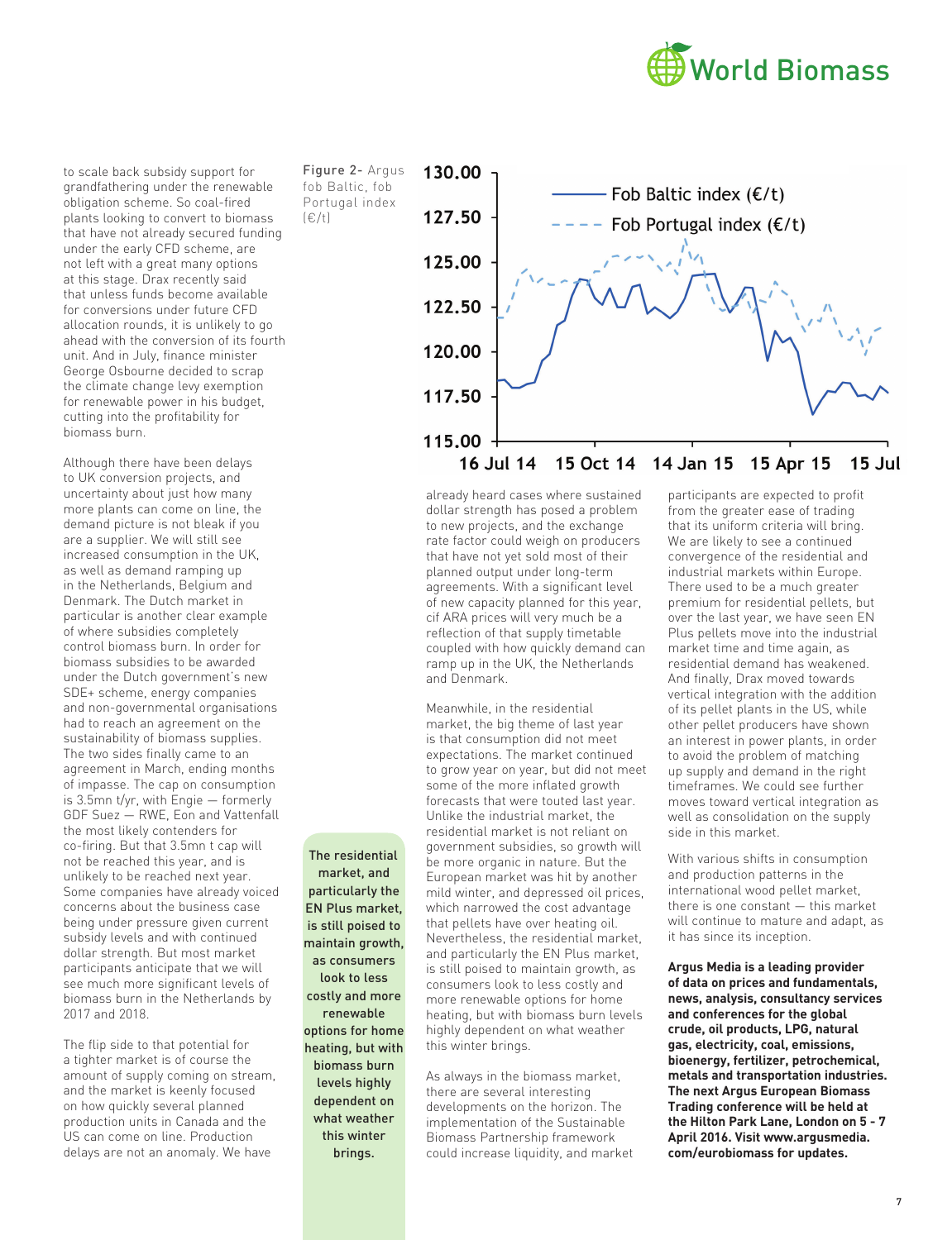to scale back subsidy support for grandfathering under the renewable obligation scheme. So coal-fired plants looking to convert to biomass that have not already secured funding under the early CFD scheme, are not left with a great many options at this stage. Drax recently said that unless funds become available for conversions under future CFD allocation rounds, it is unlikely to go ahead with the conversion of its fourth unit. And in July, finance minister George Osbourne decided to scrap the climate change levy exemption for renewable power in his budget, cutting into the profitability for biomass burn.

Although there have been delays to UK conversion projects, and uncertainty about just how many more plants can come on line, the demand picture is not bleak if you are a supplier. We will still see increased consumption in the UK, as well as demand ramping up in the Netherlands, Belgium and Denmark. The Dutch market in particular is another clear example of where subsidies completely control biomass burn. In order for biomass subsidies to be awarded under the Dutch government's new SDE+ scheme, energy companies and non-governmental organisations had to reach an agreement on the sustainability of biomass supplies. The two sides finally came to an agreement in March, ending months of impasse. The cap on consumption is 3.5mn t/yr, with Engie — formerly GDF Suez — RWE, Eon and Vattenfall the most likely contenders for co-firing. But that 3.5mn t cap will not be reached this year, and is unlikely to be reached next year. Some companies have already voiced concerns about the business case being under pressure given current subsidy levels and with continued dollar strength. But most market participants anticipate that we will see much more significant levels of biomass burn in the Netherlands by 2017 and 2018.

The flip side to that potential for a tighter market is of course the amount of supply coming on stream, and the market is keenly focused on how quickly several planned production units in Canada and the US can come on line. Production delays are not an anomaly. We have already heard cases where sustained dollar strength has posed a problem to new projects, and the exchange rate factor could weigh on producers that have not yet sold most of their planned output under long-term agreements. With a significant level of new capacity planned for this year, cif ARA prices will very much be a reflection of that supply timetable coupled with how quickly demand can ramp up in the UK, the Netherlands and Denmark.

Figure 2- Argus fob Baltic, fob Portugal index (€/t)

130.00
127.50
125.00
122.50
120.00
117.50
115.00

16 Jul 14
15 Oct 14
14 Jan 15
15 Apr 15
15 Jul

Fob Baltic index (€/t)
Fob Portugal index (€/t)

Meanwhile, in the residential market, the big theme of last year is that consumption did not meet expectations. The market continued to grow year on year, but did not meet some of the more inflated growth forecasts that were touted last year. Unlike the industrial market, the residential market is not reliant on government subsidies, so growth will be more organic in nature. But the European market was hit by another mild winter, and depressed oil prices, which narrowed the cost advantage that pellets have over heating oil. Nevertheless, the residential market, and particularly the EN Plus market, is still poised to maintain growth, as consumers look to less costly and more renewable options for home heating, but with biomass burn levels highly dependent on what weather this winter brings.

> The residential market, and particularly the EN Plus market, is still poised to maintain growth, as consumers look to less costly and more renewable options for home heating, but with biomass burn levels highly dependent on what weather this winter brings.

As always in the biomass market, there are several interesting developments on the horizon. The implementation of the Sustainable Biomass Partnership framework could increase liquidity, and market participants are expected to profit from the greater ease of trading that its uniform criteria will bring. We are likely to see a continued convergence of the residential and industrial markets within Europe. There used to be a much greater premium for residential pellets, but over the last year, we have seen EN Plus pellets move into the industrial market time and time again, as residential demand has weakened. And finally, Drax moved towards vertical integration with the addition of its pellet plants in the US, while other pellet producers have shown an interest in power plants, in order to avoid the problem of matching up supply and demand in the right timeframes. We could see further moves toward vertical integration as well as consolidation on the supply side in this market.

With various shifts in consumption and production patterns in the international wood pellet market, there is one constant — this market will continue to mature and adapt, as it has since its inception.

**Argus Media is a leading provider of data on prices and fundamentals, news, analysis, consultancy services and conferences for the global crude, oil products, LPG, natural gas, electricity, coal, emissions, bioenergy, fertilizer, petrochemical, metals and transportation industries. The next Argus European Biomass Trading conference will be held at the Hilton Park Lane, London on 5 - 7 April 2016. Visit www.argusmedia.com/eurobiomass for updates.**